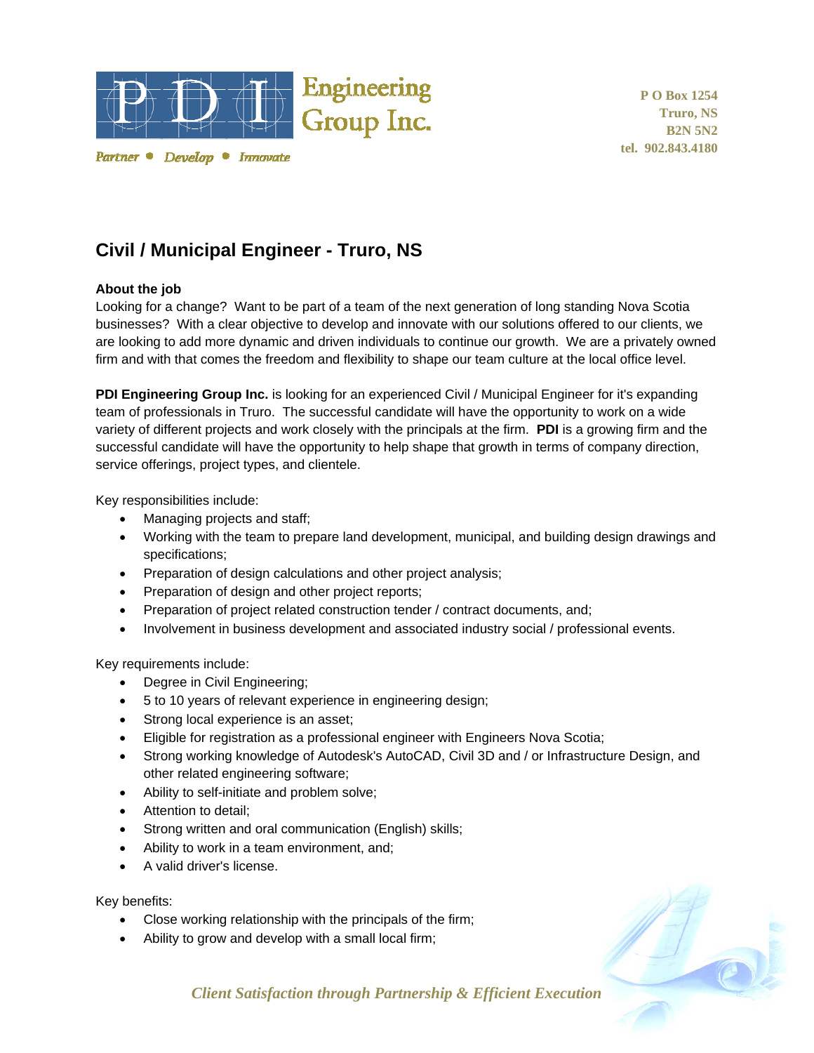PDI Engineering Group Inc.

Partner • Develop • Innovate

P O Box 1254
Truro, NS
B2N 5N2
tel. 902.843.4180

# Civil / Municipal Engineer - Truro, NS

**About the job**

Looking for a change? Want to be part of a team of the next generation of long standing Nova Scotia businesses? With a clear objective to develop and innovate with our solutions offered to our clients, we are looking to add more dynamic and driven individuals to continue our growth. We are a privately owned firm and with that comes the freedom and flexibility to shape our team culture at the local office level.

**PDI Engineering Group Inc.** is looking for an experienced Civil / Municipal Engineer for it's expanding team of professionals in Truro. The successful candidate will have the opportunity to work on a wide variety of different projects and work closely with the principals at the firm. **PDI** is a growing firm and the successful candidate will have the opportunity to help shape that growth in terms of company direction, service offerings, project types, and clientele.

Key responsibilities include:

- Managing projects and staff;
- Working with the team to prepare land development, municipal, and building design drawings and specifications;
- Preparation of design calculations and other project analysis;
- Preparation of design and other project reports;
- Preparation of project related construction tender / contract documents, and;
- Involvement in business development and associated industry social / professional events.

Key requirements include:

- Degree in Civil Engineering;
- 5 to 10 years of relevant experience in engineering design;
- Strong local experience is an asset;
- Eligible for registration as a professional engineer with Engineers Nova Scotia;
- Strong working knowledge of Autodesk's AutoCAD, Civil 3D and / or Infrastructure Design, and other related engineering software;
- Ability to self-initiate and problem solve;
- Attention to detail;
- Strong written and oral communication (English) skills;
- Ability to work in a team environment, and;
- A valid driver's license.

Key benefits:

- Close working relationship with the principals of the firm;
- Ability to grow and develop with a small local firm;

*Client Satisfaction through Partnership & Efficient Execution*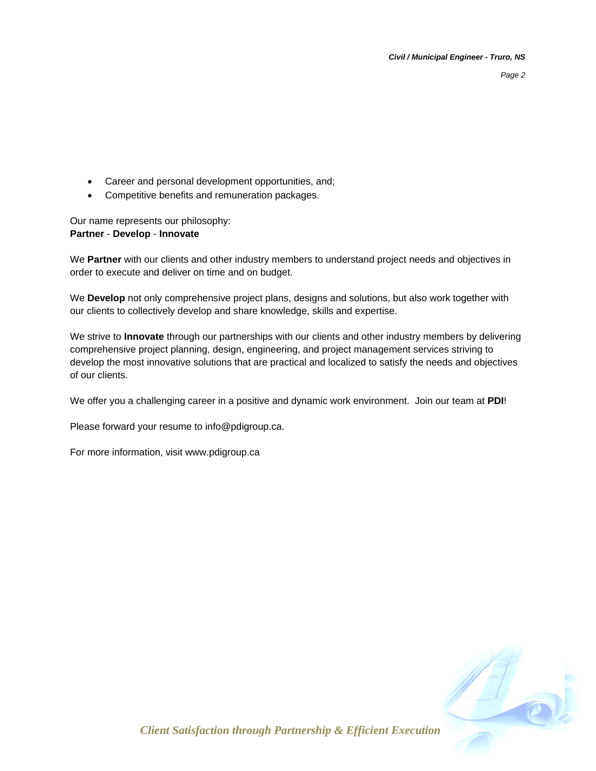- Career and personal development opportunities, and;
- Competitive benefits and remuneration packages.

Our name represents our philosophy:
**Partner** - **Develop** - **Innovate**

We **Partner** with our clients and other industry members to understand project needs and objectives in order to execute and deliver on time and on budget.

We **Develop** not only comprehensive project plans, designs and solutions, but also work together with our clients to collectively develop and share knowledge, skills and expertise.

We strive to **Innovate** through our partnerships with our clients and other industry members by delivering comprehensive project planning, design, engineering, and project management services striving to develop the most innovative solutions that are practical and localized to satisfy the needs and objectives of our clients.

We offer you a challenging career in a positive and dynamic work environment. Join our team at **PDI**!

Please forward your resume to info@pdigroup.ca.

For more information, visit www.pdigroup.ca